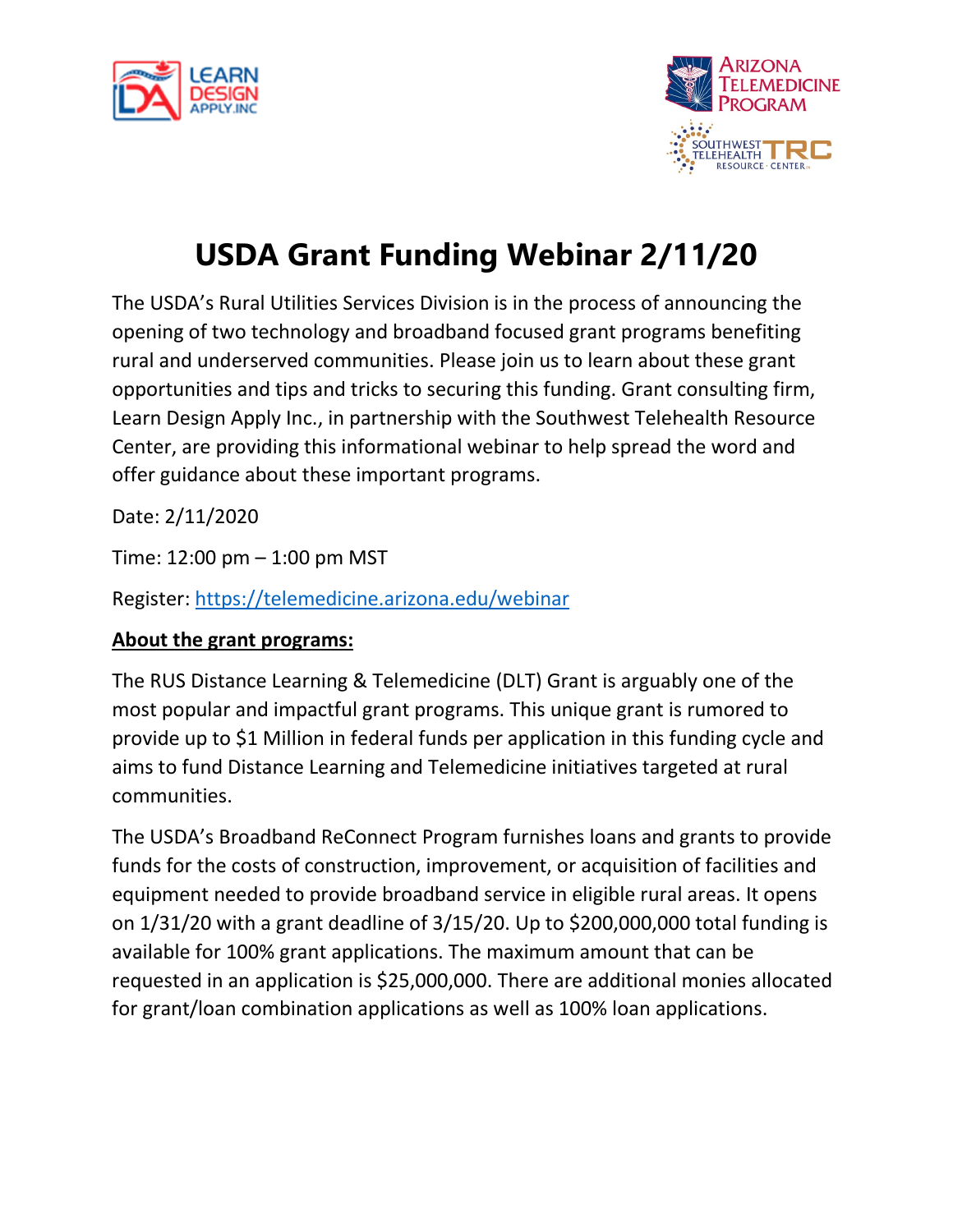# USDA Grant Funding Webinar 2/11/20

The USDA's Rural Utilities Services Division is in the process of announcing the opening of two technology and broadband focused grant programs benefiting rural and underserved communities. Please join us to learn about these grant opportunities and tips and tricks to securing this funding. Grant consulting firm, Learn Design Apply Inc., in partnership with the Southwest Telehealth Resource Center, are providing this informational webinar to help spread the word and offer guidance about these important programs.

Date: 2/11/2020

Time: 12:00 pm – 1:00 pm MST

Register: [https://telemedicine.arizona.edu/webinar](https://telemedicine.arizona.edu/webinar)

**About the grant programs:**

The RUS Distance Learning & Telemedicine (DLT) Grant is arguably one of the most popular and impactful grant programs. This unique grant is rumored to provide up to $1 Million in federal funds per application in this funding cycle and aims to fund Distance Learning and Telemedicine initiatives targeted at rural communities.

The USDA's Broadband ReConnect Program furnishes loans and grants to provide funds for the costs of construction, improvement, or acquisition of facilities and equipment needed to provide broadband service in eligible rural areas. It opens on 1/31/20 with a grant deadline of 3/15/20. Up to $200,000,000 total funding is available for 100% grant applications. The maximum amount that can be requested in an application is $25,000,000. There are additional monies allocated for grant/loan combination applications as well as 100% loan applications.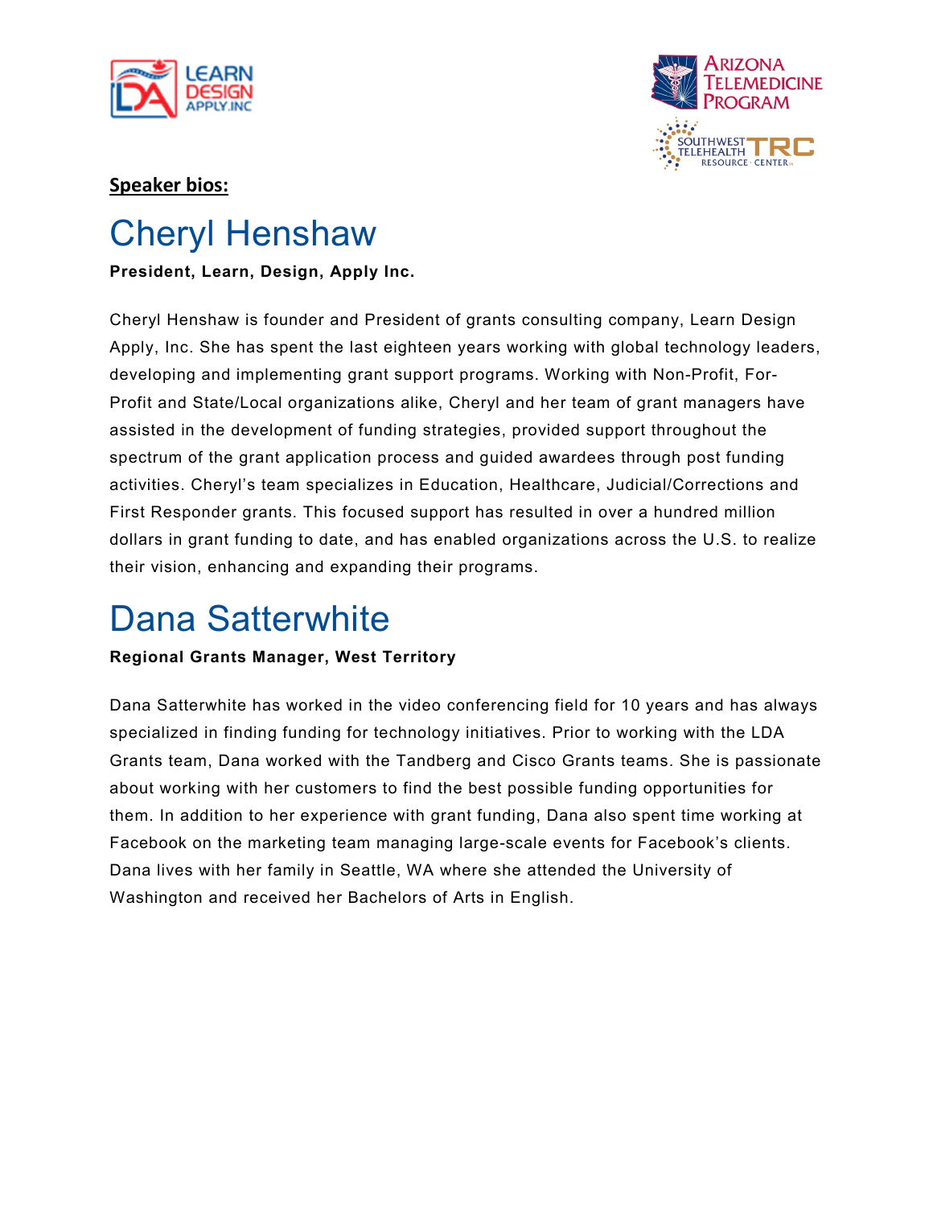**Speaker bios:**

# Cheryl Henshaw

**President, Learn, Design, Apply Inc.**

Cheryl Henshaw is founder and President of grants consulting company, Learn Design Apply, Inc. She has spent the last eighteen years working with global technology leaders, developing and implementing grant support programs. Working with Non-Profit, For-Profit and State/Local organizations alike, Cheryl and her team of grant managers have assisted in the development of funding strategies, provided support throughout the spectrum of the grant application process and guided awardees through post funding activities. Cheryl's team specializes in Education, Healthcare, Judicial/Corrections and First Responder grants. This focused support has resulted in over a hundred million dollars in grant funding to date, and has enabled organizations across the U.S. to realize their vision, enhancing and expanding their programs.

# Dana Satterwhite

**Regional Grants Manager, West Territory**

Dana Satterwhite has worked in the video conferencing field for 10 years and has always specialized in finding funding for technology initiatives. Prior to working with the LDA Grants team, Dana worked with the Tandberg and Cisco Grants teams. She is passionate about working with her customers to find the best possible funding opportunities for them. In addition to her experience with grant funding, Dana also spent time working at Facebook on the marketing team managing large-scale events for Facebook's clients. Dana lives with her family in Seattle, WA where she attended the University of Washington and received her Bachelors of Arts in English.